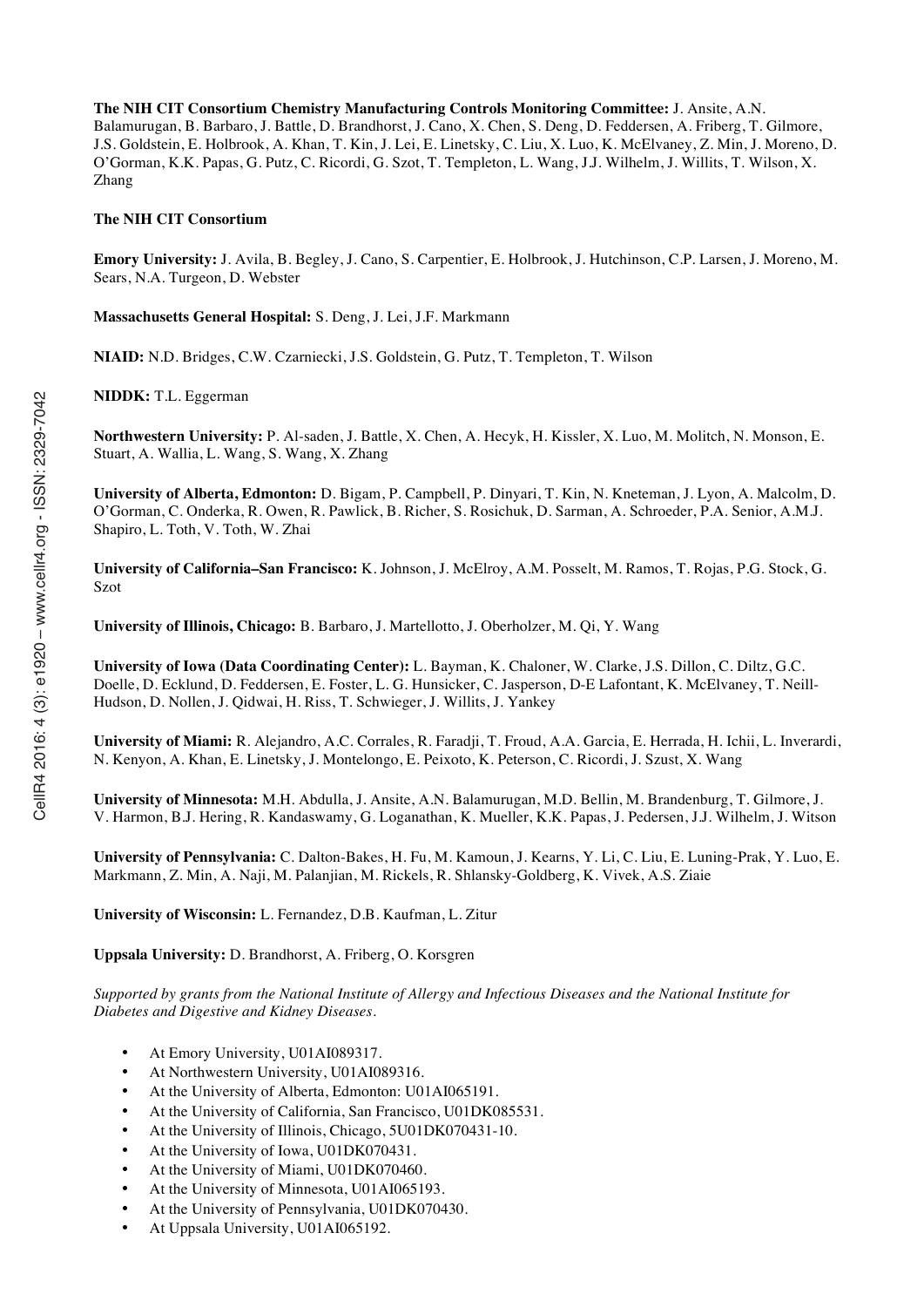**The NIH CIT Consortium Chemistry Manufacturing Controls Monitoring Committee:** J. Ansite, A.N. Balamurugan, B. Barbaro, J. Battle, D. Brandhorst, J. Cano, X. Chen, S. Deng, D. Feddersen, A. Friberg, T. Gilmore, J.S. Goldstein, E. Holbrook, A. Khan, T. Kin, J. Lei, E. Linetsky, C. Liu, X. Luo, K. McElvaney, Z. Min, J. Moreno, D. O'Gorman, K.K. Papas, G. Putz, C. Ricordi, G. Szot, T. Templeton, L. Wang, J.J. Wilhelm, J. Willits, T. Wilson, X. Zhang

**The NIH CIT Consortium**

**Emory University:** J. Avila, B. Begley, J. Cano, S. Carpentier, E. Holbrook, J. Hutchinson, C.P. Larsen, J. Moreno, M. Sears, N.A. Turgeon, D. Webster

**Massachusetts General Hospital:** S. Deng, J. Lei, J.F. Markmann

**NIAID:** N.D. Bridges, C.W. Czarniecki, J.S. Goldstein, G. Putz, T. Templeton, T. Wilson

**NIDDK:** T.L. Eggerman

**Northwestern University:** P. Al-saden, J. Battle, X. Chen, A. Hecyk, H. Kissler, X. Luo, M. Molitch, N. Monson, E. Stuart, A. Wallia, L. Wang, S. Wang, X. Zhang

**University of Alberta, Edmonton:** D. Bigam, P. Campbell, P. Dinyari, T. Kin, N. Kneteman, J. Lyon, A. Malcolm, D. O'Gorman, C. Onderka, R. Owen, R. Pawlick, B. Richer, S. Rosichuk, D. Sarman, A. Schroeder, P.A. Senior, A.M.J. Shapiro, L. Toth, V. Toth, W. Zhai

**University of California–San Francisco:** K. Johnson, J. McElroy, A.M. Posselt, M. Ramos, T. Rojas, P.G. Stock, G. Szot

**University of Illinois, Chicago:** B. Barbaro, J. Martellotto, J. Oberholzer, M. Qi, Y. Wang

**University of Iowa (Data Coordinating Center):** L. Bayman, K. Chaloner, W. Clarke, J.S. Dillon, C. Diltz, G.C. Doelle, D. Ecklund, D. Feddersen, E. Foster, L. G. Hunsicker, C. Jasperson, D-E Lafontant, K. McElvaney, T. Neill-Hudson, D. Nollen, J. Qidwai, H. Riss, T. Schwieger, J. Willits, J. Yankey

**University of Miami:** R. Alejandro, A.C. Corrales, R. Faradji, T. Froud, A.A. Garcia, E. Herrada, H. Ichii, L. Inverardi, N. Kenyon, A. Khan, E. Linetsky, J. Montelongo, E. Peixoto, K. Peterson, C. Ricordi, J. Szust, X. Wang

**University of Minnesota:** M.H. Abdulla, J. Ansite, A.N. Balamurugan, M.D. Bellin, M. Brandenburg, T. Gilmore, J. V. Harmon, B.J. Hering, R. Kandaswamy, G. Loganathan, K. Mueller, K.K. Papas, J. Pedersen, J.J. Wilhelm, J. Witson

**University of Pennsylvania:** C. Dalton-Bakes, H. Fu, M. Kamoun, J. Kearns, Y. Li, C. Liu, E. Luning-Prak, Y. Luo, E. Markmann, Z. Min, A. Naji, M. Palanjian, M. Rickels, R. Shlansky-Goldberg, K. Vivek, A.S. Ziaie

**University of Wisconsin:** L. Fernandez, D.B. Kaufman, L. Zitur

**Uppsala University:** D. Brandhorst, A. Friberg, O. Korsgren

*Supported by grants from the National Institute of Allergy and Infectious Diseases and the National Institute for Diabetes and Digestive and Kidney Diseases.*

- At Emory University, U01AI089317.
- At Northwestern University, U01AI089316.
- At the University of Alberta, Edmonton: U01AI065191.
- At the University of California, San Francisco, U01DK085531.
- At the University of Illinois, Chicago, 5U01DK070431-10.
- At the University of Iowa, U01DK070431.
- At the University of Miami, U01DK070460.
- At the University of Minnesota, U01AI065193.
- At the University of Pennsylvania, U01DK070430.
- At Uppsala University, U01AI065192.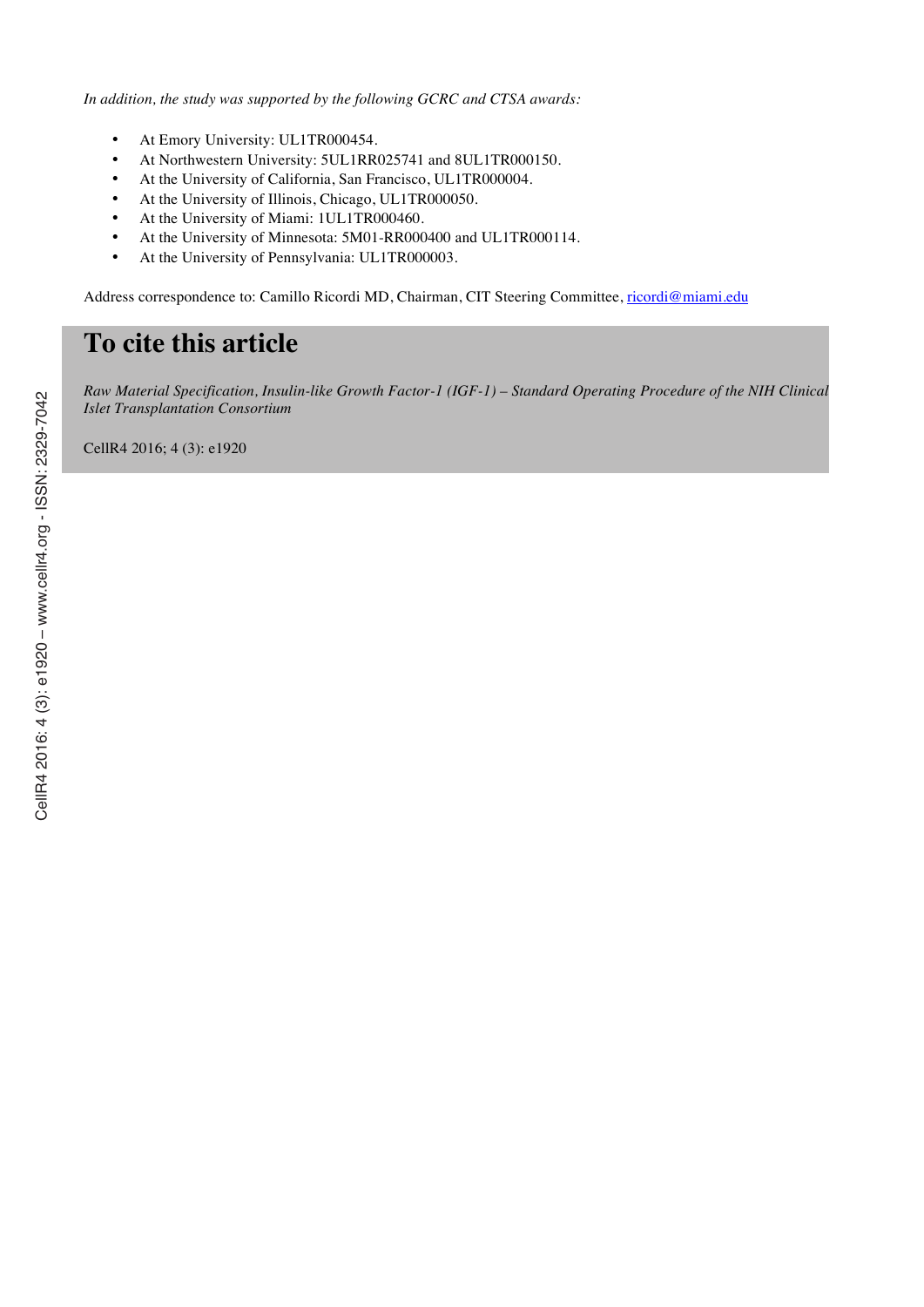*In addition, the study was supported by the following GCRC and CTSA awards:*

- At Emory University: UL1TR000454.
- At Northwestern University: 5UL1RR025741 and 8UL1TR000150.
- At the University of California, San Francisco, UL1TR000004.
- At the University of Illinois, Chicago, UL1TR000050.
- At the University of Miami: 1UL1TR000460.
- At the University of Minnesota: 5M01-RR000400 and UL1TR000114.
- At the University of Pennsylvania: UL1TR000003.

Address correspondence to: Camillo Ricordi MD, Chairman, CIT Steering Committee, ricordi@miami.edu

# To cite this article

*Raw Material Specification, Insulin-like Growth Factor-1 (IGF-1) – Standard Operating Procedure of the NIH Clinical Islet Transplantation Consortium*

CellR4 2016; 4 (3): e1920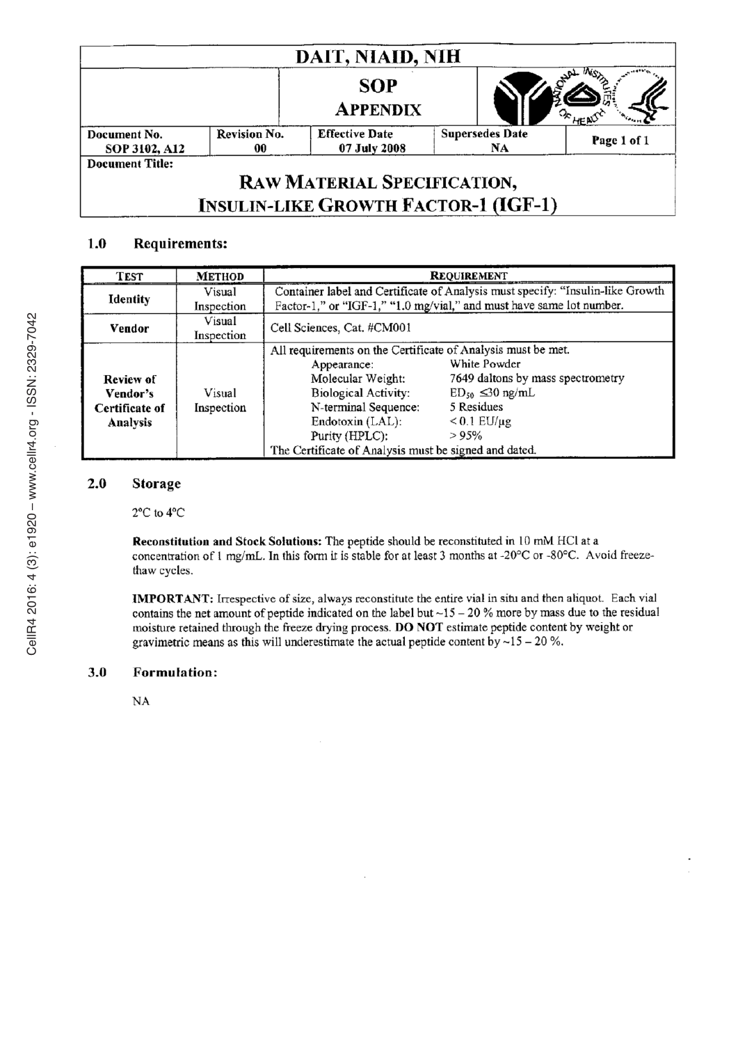| DAIT, NIAID, NIH | | | | |
|---|---|---|---|---|
| | SOP APPENDIX | | | |
| **Document No.** SOP 3102, A12 | **Revision No.** 00 | **Effective Date** 07 July 2008 | **Supersedes Date** NA | **Page 1 of 1** |
| **Document Title:** | | | | |

# Raw Material Specification, Insulin-like Growth Factor-1 (IGF-1)

## 1.0 Requirements:

| Test | Method | Requirement |
|---|---|---|
| **Identity** | Visual Inspection | Container label and Certificate of Analysis must specify: "Insulin-like Growth Factor-1," or "IGF-1," "1.0 mg/vial," and must have same lot number. |
| **Vendor** | Visual Inspection | Cell Sciences, Cat. #CM001 |
| **Review of Vendor's Certificate of Analysis** | Visual Inspection | All requirements on the Certificate of Analysis must be met.<br>Appearance: White Powder<br>Molecular Weight: 7649 daltons by mass spectrometry<br>Biological Activity: $ED_{50}$ ≤30 ng/mL<br>N-terminal Sequence: 5 Residues<br>Endotoxin (LAL): < 0.1 EU/µg<br>Purity (HPLC): > 95%<br>The Certificate of Analysis must be signed and dated. |

## 2.0 Storage

2°C to 4°C

**Reconstitution and Stock Solutions:** The peptide should be reconstituted in 10 mM HCl at a concentration of 1 mg/mL. In this form it is stable for at least 3 months at -20°C or -80°C. Avoid freeze-thaw cycles.

**IMPORTANT:** Irrespective of size, always reconstitute the entire vial in situ and then aliquot. Each vial contains the net amount of peptide indicated on the label but ~15 – 20 % more by mass due to the residual moisture retained through the freeze drying process. **DO NOT** estimate peptide content by weight or gravimetric means as this will underestimate the actual peptide content by ~15 – 20 %.

## 3.0 Formulation:

NA